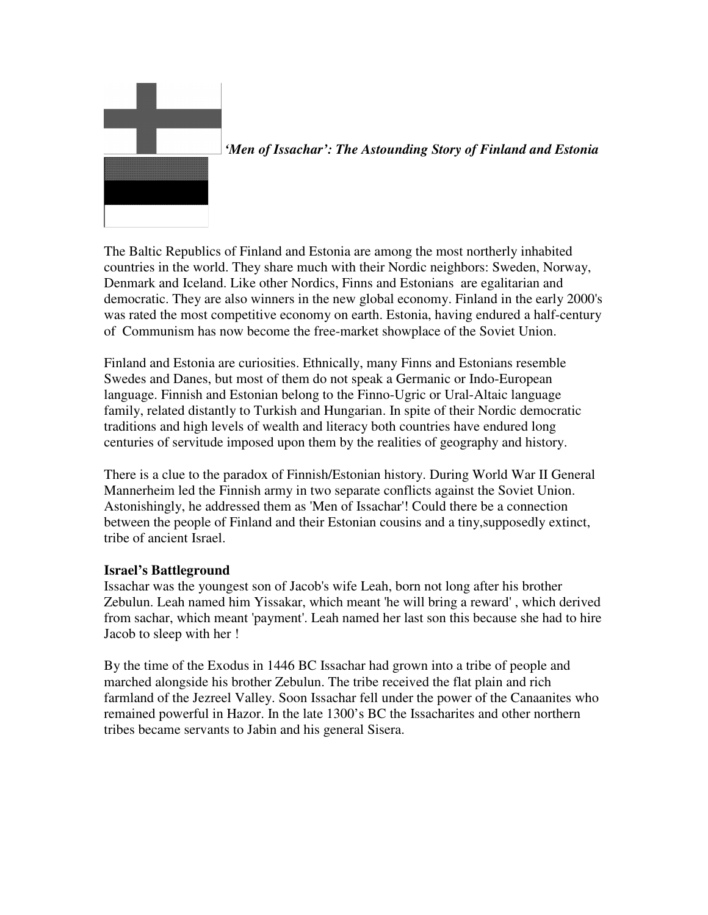*'Men of Issachar': The Astounding Story of Finland and Estonia*

The Baltic Republics of Finland and Estonia are among the most northerly inhabited countries in the world. They share much with their Nordic neighbors: Sweden, Norway, Denmark and Iceland. Like other Nordics, Finns and Estonians are egalitarian and democratic. They are also winners in the new global economy. Finland in the early 2000's was rated the most competitive economy on earth. Estonia, having endured a half-century of Communism has now become the free-market showplace of the Soviet Union.

Finland and Estonia are curiosities. Ethnically, many Finns and Estonians resemble Swedes and Danes, but most of them do not speak a Germanic or Indo-European language. Finnish and Estonian belong to the Finno-Ugric or Ural-Altaic language family, related distantly to Turkish and Hungarian. In spite of their Nordic democratic traditions and high levels of wealth and literacy both countries have endured long centuries of servitude imposed upon them by the realities of geography and history.

There is a clue to the paradox of Finnish/Estonian history. During World War II General Mannerheim led the Finnish army in two separate conflicts against the Soviet Union. Astonishingly, he addressed them as 'Men of Issachar'! Could there be a connection between the people of Finland and their Estonian cousins and a tiny,supposedly extinct, tribe of ancient Israel.

**Israel's Battleground**

Issachar was the youngest son of Jacob's wife Leah, born not long after his brother Zebulun. Leah named him Yissakar, which meant 'he will bring a reward' , which derived from sachar, which meant 'payment'. Leah named her last son this because she had to hire Jacob to sleep with her !

By the time of the Exodus in 1446 BC Issachar had grown into a tribe of people and marched alongside his brother Zebulun. The tribe received the flat plain and rich farmland of the Jezreel Valley. Soon Issachar fell under the power of the Canaanites who remained powerful in Hazor. In the late 1300's BC the Issacharites and other northern tribes became servants to Jabin and his general Sisera.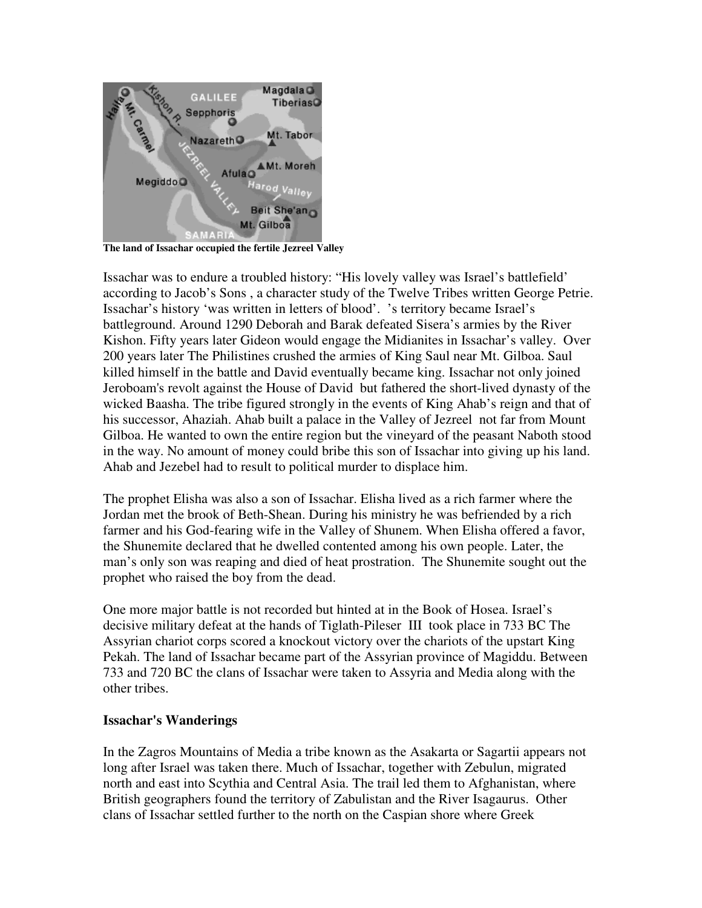**The land of Issachar occupied the fertile Jezreel Valley**

Issachar was to endure a troubled history: "His lovely valley was Israel's battlefield' according to Jacob's Sons , a character study of the Twelve Tribes written George Petrie. Issachar's history 'was written in letters of blood'.  's territory became Israel's battleground. Around 1290 Deborah and Barak defeated Sisera's armies by the River Kishon. Fifty years later Gideon would engage the Midianites in Issachar's valley.  Over 200 years later The Philistines crushed the armies of King Saul near Mt. Gilboa. Saul killed himself in the battle and David eventually became king. Issachar not only joined Jeroboam's revolt against the House of David  but fathered the short-lived dynasty of the wicked Baasha. The tribe figured strongly in the events of King Ahab's reign and that of his successor, Ahaziah. Ahab built a palace in the Valley of Jezreel  not far from Mount Gilboa. He wanted to own the entire region but the vineyard of the peasant Naboth stood in the way. No amount of money could bribe this son of Issachar into giving up his land. Ahab and Jezebel had to result to political murder to displace him.

The prophet Elisha was also a son of Issachar. Elisha lived as a rich farmer where the Jordan met the brook of Beth-Shean. During his ministry he was befriended by a rich farmer and his God-fearing wife in the Valley of Shunem. When Elisha offered a favor, the Shunemite declared that he dwelled contented among his own people. Later, the man's only son was reaping and died of heat prostration.  The Shunemite sought out the prophet who raised the boy from the dead.

One more major battle is not recorded but hinted at in the Book of Hosea. Israel's decisive military defeat at the hands of Tiglath-Pileser  III  took place in 733 BC The Assyrian chariot corps scored a knockout victory over the chariots of the upstart King Pekah. The land of Issachar became part of the Assyrian province of Magiddu. Between 733 and 720 BC the clans of Issachar were taken to Assyria and Media along with the other tribes.

**Issachar's Wanderings**

In the Zagros Mountains of Media a tribe known as the Asakarta or Sagartii appears not long after Israel was taken there. Much of Issachar, together with Zebulun, migrated north and east into Scythia and Central Asia. The trail led them to Afghanistan, where British geographers found the territory of Zabulistan and the River Isagaurus.  Other clans of Issachar settled further to the north on the Caspian shore where Greek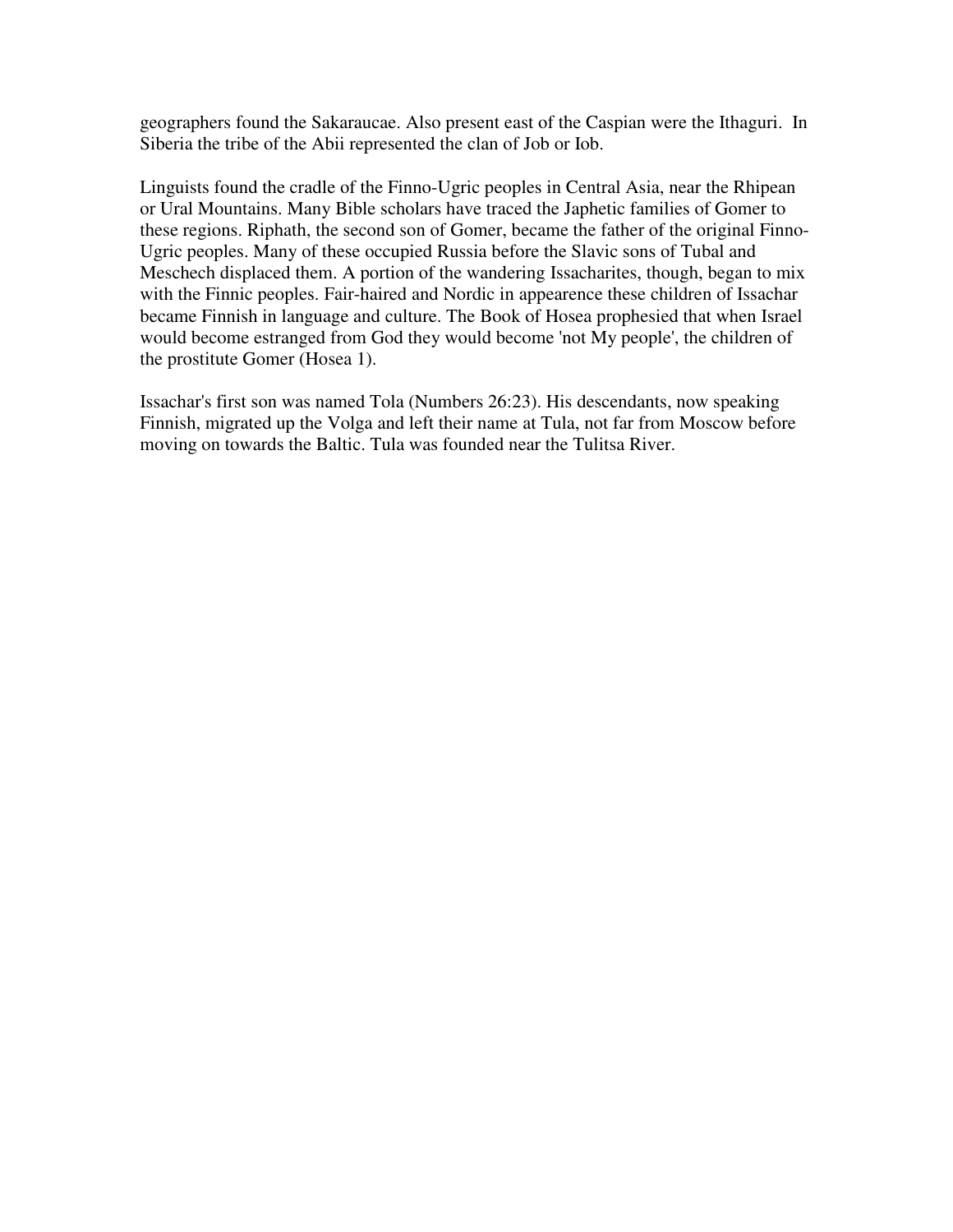geographers found the Sakaraucae. Also present east of the Caspian were the Ithaguri. In Siberia the tribe of the Abii represented the clan of Job or Iob.

Linguists found the cradle of the Finno-Ugric peoples in Central Asia, near the Rhipean or Ural Mountains. Many Bible scholars have traced the Japhetic families of Gomer to these regions. Riphath, the second son of Gomer, became the father of the original Finno-Ugric peoples. Many of these occupied Russia before the Slavic sons of Tubal and Meschech displaced them. A portion of the wandering Issacharites, though, began to mix with the Finnic peoples. Fair-haired and Nordic in appearence these children of Issachar became Finnish in language and culture. The Book of Hosea prophesied that when Israel would become estranged from God they would become 'not My people', the children of the prostitute Gomer (Hosea 1).

Issachar's first son was named Tola (Numbers 26:23). His descendants, now speaking Finnish, migrated up the Volga and left their name at Tula, not far from Moscow before moving on towards the Baltic. Tula was founded near the Tulitsa River.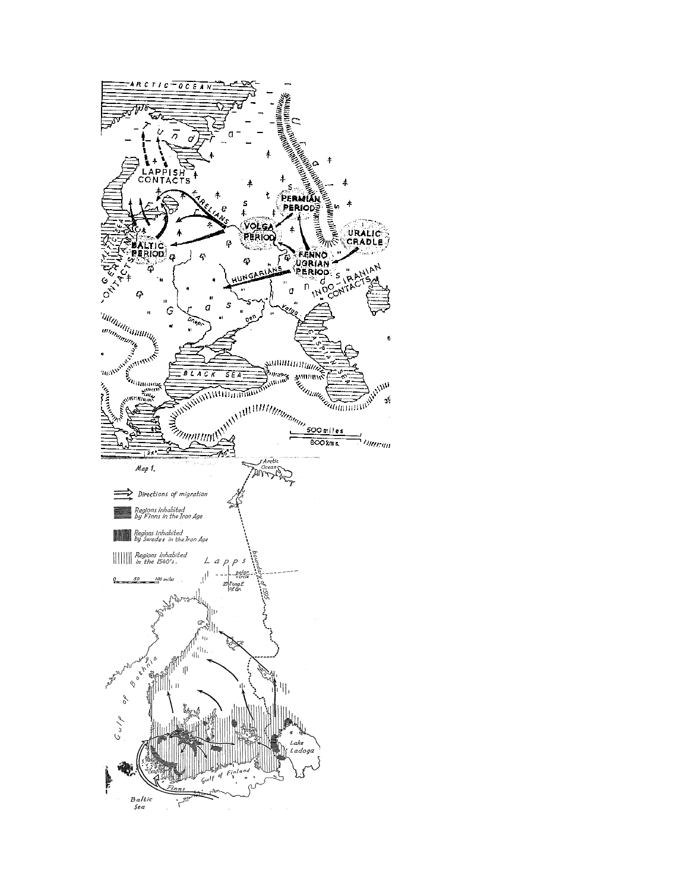Map 1.

⟹ Directions of migration

Regions inhabited by Finns in the Iron Age

Regions inhabited by Swedes in the Iron Age

Regions inhabited in the 1540's.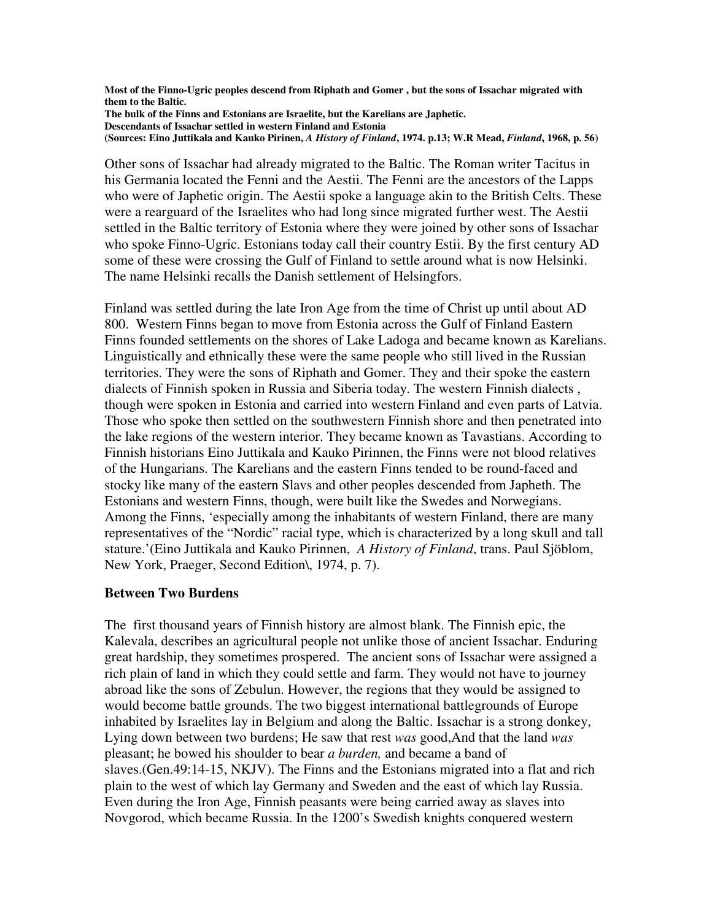**Most of the Finno-Ugric peoples descend from Riphath and Gomer , but the sons of Issachar migrated with them to the Baltic.**
**The bulk of the Finns and Estonians are Israelite, but the Karelians are Japhetic.**
**Descendants of Issachar settled in western Finland and Estonia**
**(Sources: Eino Juttikala and Kauko Pirinen, *A History of Finland*, 1974. p.13; W.R Mead, *Finland*, 1968, p. 56)**

Other sons of Issachar had already migrated to the Baltic. The Roman writer Tacitus in his Germania located the Fenni and the Aestii. The Fenni are the ancestors of the Lapps who were of Japhetic origin. The Aestii spoke a language akin to the British Celts. These were a rearguard of the Israelites who had long since migrated further west. The Aestii settled in the Baltic territory of Estonia where they were joined by other sons of Issachar who spoke Finno-Ugric. Estonians today call their country Estii. By the first century AD some of these were crossing the Gulf of Finland to settle around what is now Helsinki. The name Helsinki recalls the Danish settlement of Helsingfors.

Finland was settled during the late Iron Age from the time of Christ up until about AD 800. Western Finns began to move from Estonia across the Gulf of Finland Eastern Finns founded settlements on the shores of Lake Ladoga and became known as Karelians. Linguistically and ethnically these were the same people who still lived in the Russian territories. They were the sons of Riphath and Gomer. They and their spoke the eastern dialects of Finnish spoken in Russia and Siberia today. The western Finnish dialects , though were spoken in Estonia and carried into western Finland and even parts of Latvia. Those who spoke then settled on the southwestern Finnish shore and then penetrated into the lake regions of the western interior. They became known as Tavastians. According to Finnish historians Eino Juttikala and Kauko Pirinnen, the Finns were not blood relatives of the Hungarians. The Karelians and the eastern Finns tended to be round-faced and stocky like many of the eastern Slavs and other peoples descended from Japheth. The Estonians and western Finns, though, were built like the Swedes and Norwegians. Among the Finns, 'especially among the inhabitants of western Finland, there are many representatives of the "Nordic" racial type, which is characterized by a long skull and tall stature.'(Eino Juttikala and Kauko Pirinnen, *A History of Finland*, trans. Paul Sjöblom, New York, Praeger, Second Edition\, 1974, p. 7).

## Between Two Burdens

The first thousand years of Finnish history are almost blank. The Finnish epic, the Kalevala, describes an agricultural people not unlike those of ancient Issachar. Enduring great hardship, they sometimes prospered. The ancient sons of Issachar were assigned a rich plain of land in which they could settle and farm. They would not have to journey abroad like the sons of Zebulun. However, the regions that they would be assigned to would become battle grounds. The two biggest international battlegrounds of Europe inhabited by Israelites lay in Belgium and along the Baltic. Issachar is a strong donkey, Lying down between two burdens; He saw that rest *was* good,And that the land *was* pleasant; he bowed his shoulder to bear *a burden,* and became a band of slaves.(Gen.49:14-15, NKJV). The Finns and the Estonians migrated into a flat and rich plain to the west of which lay Germany and Sweden and the east of which lay Russia. Even during the Iron Age, Finnish peasants were being carried away as slaves into Novgorod, which became Russia. In the 1200's Swedish knights conquered western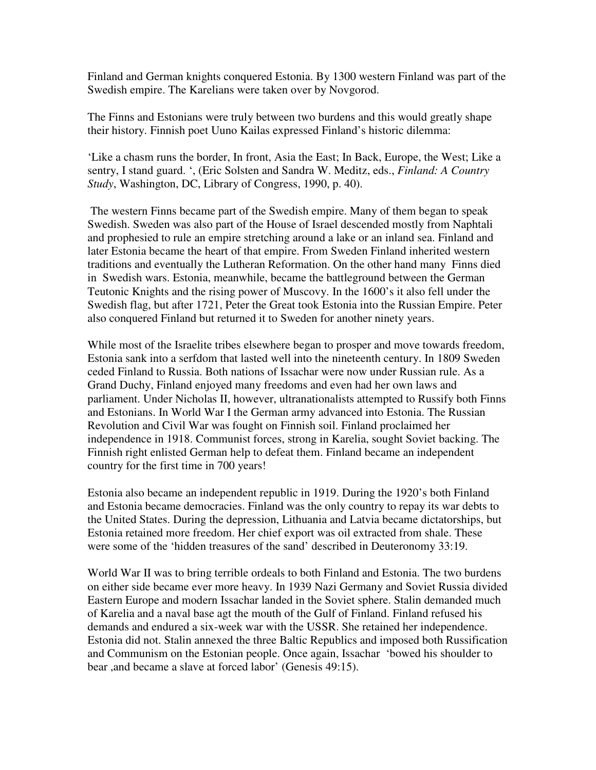Finland and German knights conquered Estonia. By 1300 western Finland was part of the Swedish empire. The Karelians were taken over by Novgorod.

The Finns and Estonians were truly between two burdens and this would greatly shape their history. Finnish poet Uuno Kailas expressed Finland's historic dilemma:

'Like a chasm runs the border, In front, Asia the East; In Back, Europe, the West; Like a sentry, I stand guard. ', (Eric Solsten and Sandra W. Meditz, eds., *Finland: A Country Study*, Washington, DC, Library of Congress, 1990, p. 40).

The western Finns became part of the Swedish empire. Many of them began to speak Swedish. Sweden was also part of the House of Israel descended mostly from Naphtali and prophesied to rule an empire stretching around a lake or an inland sea. Finland and later Estonia became the heart of that empire. From Sweden Finland inherited western traditions and eventually the Lutheran Reformation. On the other hand many Finns died in Swedish wars. Estonia, meanwhile, became the battleground between the German Teutonic Knights and the rising power of Muscovy. In the 1600's it also fell under the Swedish flag, but after 1721, Peter the Great took Estonia into the Russian Empire. Peter also conquered Finland but returned it to Sweden for another ninety years.

While most of the Israelite tribes elsewhere began to prosper and move towards freedom, Estonia sank into a serfdom that lasted well into the nineteenth century. In 1809 Sweden ceded Finland to Russia. Both nations of Issachar were now under Russian rule. As a Grand Duchy, Finland enjoyed many freedoms and even had her own laws and parliament. Under Nicholas II, however, ultranationalists attempted to Russify both Finns and Estonians. In World War I the German army advanced into Estonia. The Russian Revolution and Civil War was fought on Finnish soil. Finland proclaimed her independence in 1918. Communist forces, strong in Karelia, sought Soviet backing. The Finnish right enlisted German help to defeat them. Finland became an independent country for the first time in 700 years!

Estonia also became an independent republic in 1919. During the 1920's both Finland and Estonia became democracies. Finland was the only country to repay its war debts to the United States. During the depression, Lithuania and Latvia became dictatorships, but Estonia retained more freedom. Her chief export was oil extracted from shale. These were some of the 'hidden treasures of the sand' described in Deuteronomy 33:19.

World War II was to bring terrible ordeals to both Finland and Estonia. The two burdens on either side became ever more heavy. In 1939 Nazi Germany and Soviet Russia divided Eastern Europe and modern Issachar landed in the Soviet sphere. Stalin demanded much of Karelia and a naval base agt the mouth of the Gulf of Finland. Finland refused his demands and endured a six-week war with the USSR. She retained her independence. Estonia did not. Stalin annexed the three Baltic Republics and imposed both Russification and Communism on the Estonian people. Once again, Issachar 'bowed his shoulder to bear ,and became a slave at forced labor' (Genesis 49:15).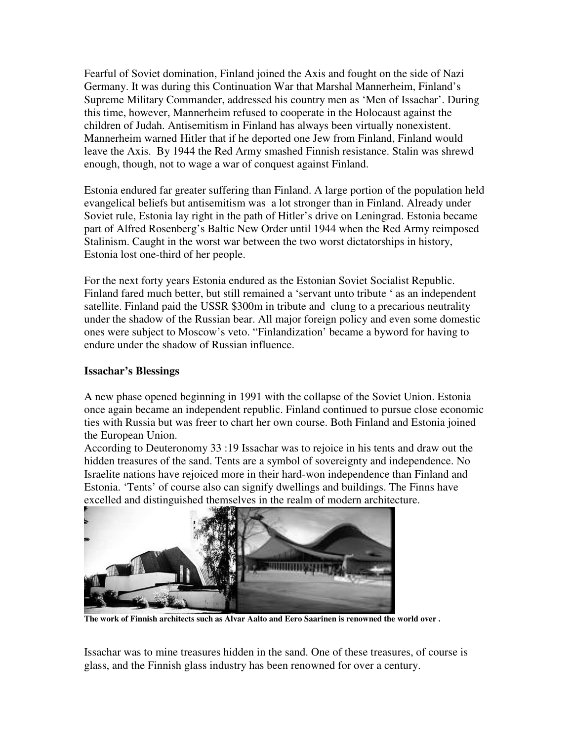Fearful of Soviet domination, Finland joined the Axis and fought on the side of Nazi Germany. It was during this Continuation War that Marshal Mannerheim, Finland's Supreme Military Commander, addressed his country men as 'Men of Issachar'. During this time, however, Mannerheim refused to cooperate in the Holocaust against the children of Judah. Antisemitism in Finland has always been virtually nonexistent. Mannerheim warned Hitler that if he deported one Jew from Finland, Finland would leave the Axis. By 1944 the Red Army smashed Finnish resistance. Stalin was shrewd enough, though, not to wage a war of conquest against Finland.

Estonia endured far greater suffering than Finland. A large portion of the population held evangelical beliefs but antisemitism was a lot stronger than in Finland. Already under Soviet rule, Estonia lay right in the path of Hitler's drive on Leningrad. Estonia became part of Alfred Rosenberg's Baltic New Order until 1944 when the Red Army reimposed Stalinism. Caught in the worst war between the two worst dictatorships in history, Estonia lost one-third of her people.

For the next forty years Estonia endured as the Estonian Soviet Socialist Republic. Finland fared much better, but still remained a 'servant unto tribute ' as an independent satellite. Finland paid the USSR $300m in tribute and clung to a precarious neutrality under the shadow of the Russian bear. All major foreign policy and even some domestic ones were subject to Moscow's veto. "Finlandization' became a byword for having to endure under the shadow of Russian influence.

**Issachar's Blessings**

A new phase opened beginning in 1991 with the collapse of the Soviet Union. Estonia once again became an independent republic. Finland continued to pursue close economic ties with Russia but was freer to chart her own course. Both Finland and Estonia joined the European Union.

According to Deuteronomy 33 :19 Issachar was to rejoice in his tents and draw out the hidden treasures of the sand. Tents are a symbol of sovereignty and independence. No Israelite nations have rejoiced more in their hard-won independence than Finland and Estonia. 'Tents' of course also can signify dwellings and buildings. The Finns have excelled and distinguished themselves in the realm of modern architecture.

**The work of Finnish architects such as Alvar Aalto and Eero Saarinen is renowned the world over .**

Issachar was to mine treasures hidden in the sand. One of these treasures, of course is glass, and the Finnish glass industry has been renowned for over a century.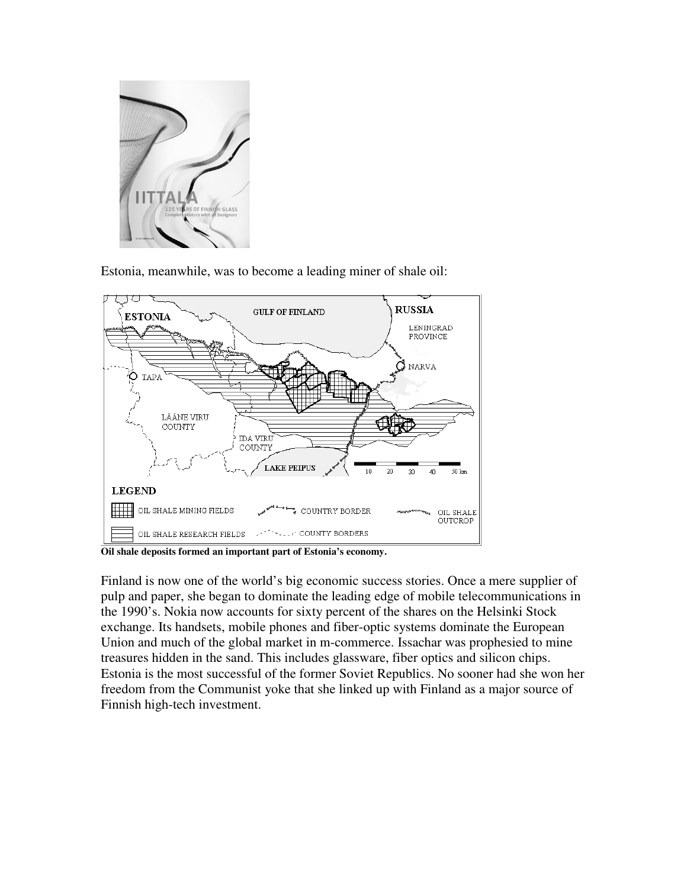Estonia, meanwhile, was to become a leading miner of shale oil:

**Oil shale deposits formed an important part of Estonia's economy.**

Finland is now one of the world's big economic success stories. Once a mere supplier of pulp and paper, she began to dominate the leading edge of mobile telecommunications in the 1990's. Nokia now accounts for sixty percent of the shares on the Helsinki Stock exchange. Its handsets, mobile phones and fiber-optic systems dominate the European Union and much of the global market in m-commerce. Issachar was prophesied to mine treasures hidden in the sand. This includes glassware, fiber optics and silicon chips. Estonia is the most successful of the former Soviet Republics. No sooner had she won her freedom from the Communist yoke that she linked up with Finland as a major source of Finnish high-tech investment.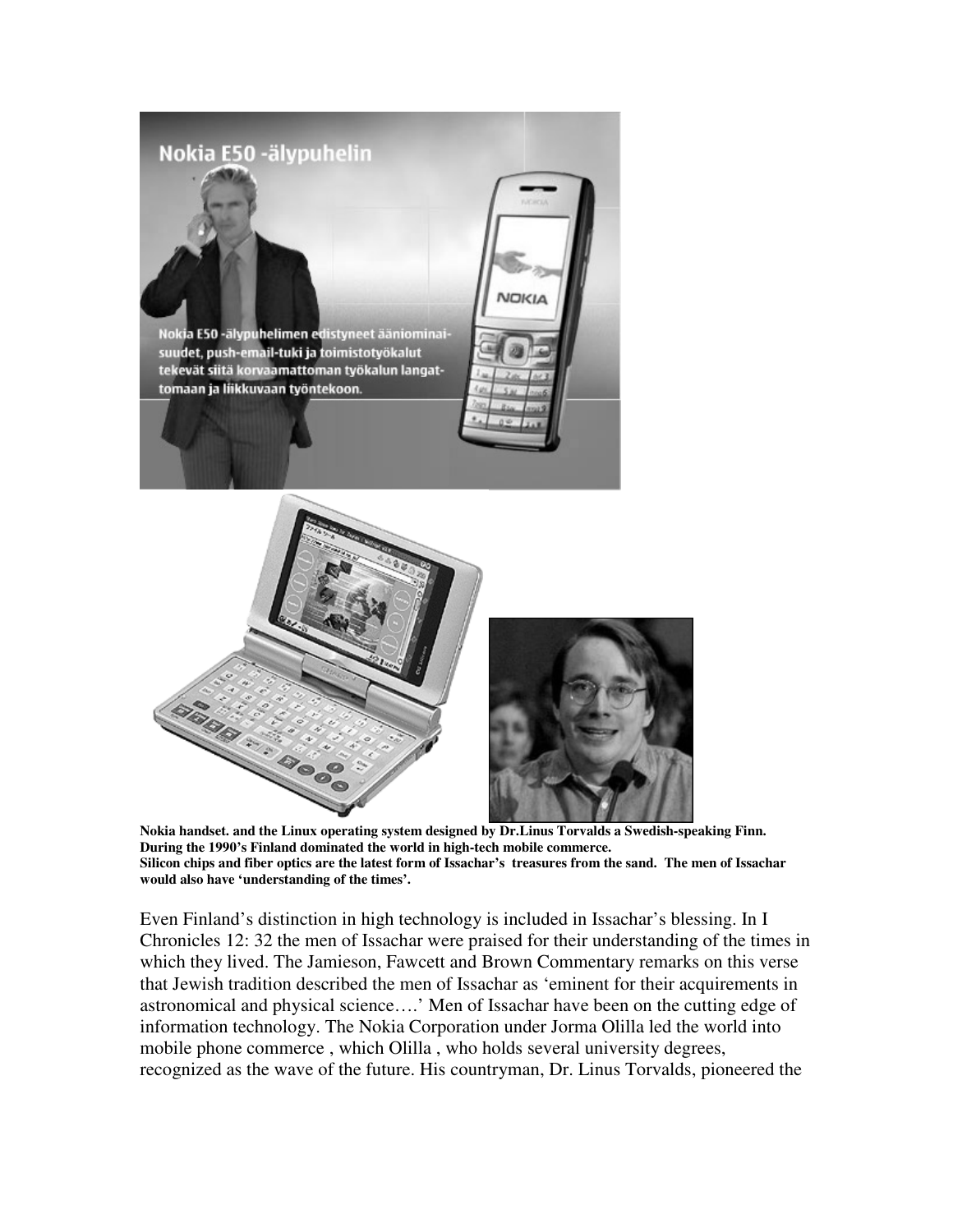**Nokia handset. and the Linux operating system designed by Dr.Linus Torvalds a Swedish-speaking Finn. During the 1990's Finland dominated the world in high-tech mobile commerce.**
**Silicon chips and fiber optics are the latest form of Issachar's treasures from the sand. The men of Issachar would also have 'understanding of the times'.**

Even Finland's distinction in high technology is included in Issachar's blessing. In I Chronicles 12: 32 the men of Issachar were praised for their understanding of the times in which they lived. The Jamieson, Fawcett and Brown Commentary remarks on this verse that Jewish tradition described the men of Issachar as 'eminent for their acquirements in astronomical and physical science….' Men of Issachar have been on the cutting edge of information technology. The Nokia Corporation under Jorma Olilla led the world into mobile phone commerce , which Olilla , who holds several university degrees, recognized as the wave of the future. His countryman, Dr. Linus Torvalds, pioneered the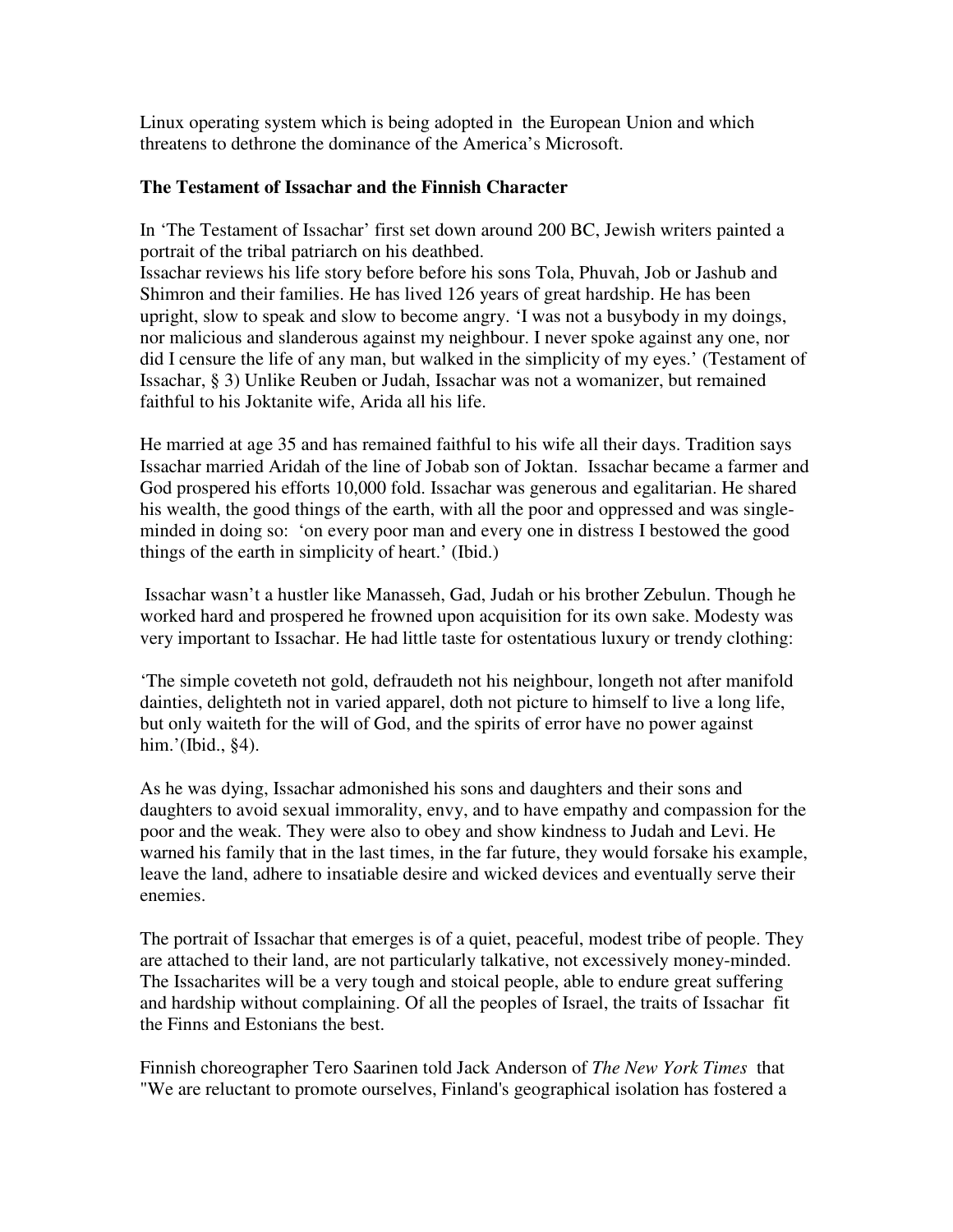Linux operating system which is being adopted in the European Union and which threatens to dethrone the dominance of the America's Microsoft.

**The Testament of Issachar and the Finnish Character**

In 'The Testament of Issachar' first set down around 200 BC, Jewish writers painted a portrait of the tribal patriarch on his deathbed.
Issachar reviews his life story before before his sons Tola, Phuvah, Job or Jashub and Shimron and their families. He has lived 126 years of great hardship. He has been upright, slow to speak and slow to become angry. 'I was not a busybody in my doings, nor malicious and slanderous against my neighbour. I never spoke against any one, nor did I censure the life of any man, but walked in the simplicity of my eyes.' (Testament of Issachar, § 3) Unlike Reuben or Judah, Issachar was not a womanizer, but remained faithful to his Joktanite wife, Arida all his life.

He married at age 35 and has remained faithful to his wife all their days. Tradition says Issachar married Aridah of the line of Jobab son of Joktan. Issachar became a farmer and God prospered his efforts 10,000 fold. Issachar was generous and egalitarian. He shared his wealth, the good things of the earth, with all the poor and oppressed and was single-minded in doing so: 'on every poor man and every one in distress I bestowed the good things of the earth in simplicity of heart.' (Ibid.)

Issachar wasn't a hustler like Manasseh, Gad, Judah or his brother Zebulun. Though he worked hard and prospered he frowned upon acquisition for its own sake. Modesty was very important to Issachar. He had little taste for ostentatious luxury or trendy clothing:

'The simple coveteth not gold, defraudeth not his neighbour, longeth not after manifold dainties, delighteth not in varied apparel, doth not picture to himself to live a long life, but only waiteth for the will of God, and the spirits of error have no power against him.'(Ibid., §4).

As he was dying, Issachar admonished his sons and daughters and their sons and daughters to avoid sexual immorality, envy, and to have empathy and compassion for the poor and the weak. They were also to obey and show kindness to Judah and Levi. He warned his family that in the last times, in the far future, they would forsake his example, leave the land, adhere to insatiable desire and wicked devices and eventually serve their enemies.

The portrait of Issachar that emerges is of a quiet, peaceful, modest tribe of people. They are attached to their land, are not particularly talkative, not excessively money-minded. The Issacharites will be a very tough and stoical people, able to endure great suffering and hardship without complaining. Of all the peoples of Israel, the traits of Issachar fit the Finns and Estonians the best.

Finnish choreographer Tero Saarinen told Jack Anderson of *The New York Times* that "We are reluctant to promote ourselves, Finland's geographical isolation has fostered a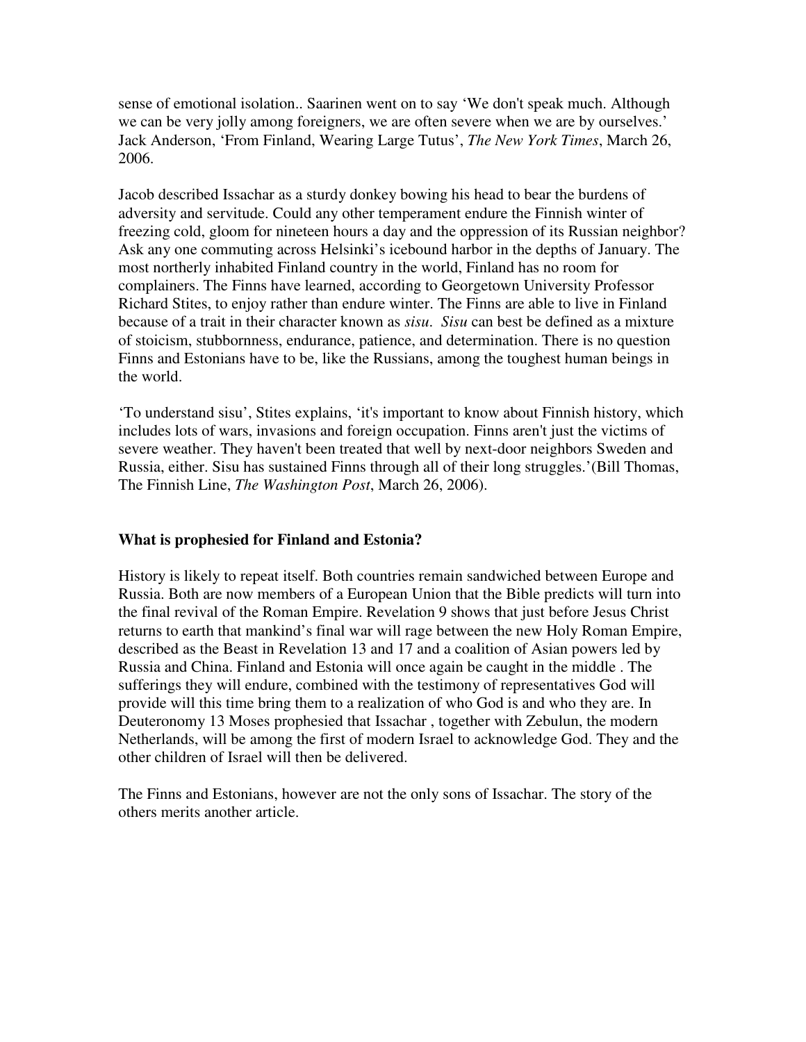sense of emotional isolation.. Saarinen went on to say 'We don't speak much. Although we can be very jolly among foreigners, we are often severe when we are by ourselves.' Jack Anderson, 'From Finland, Wearing Large Tutus', *The New York Times*, March 26, 2006.

Jacob described Issachar as a sturdy donkey bowing his head to bear the burdens of adversity and servitude. Could any other temperament endure the Finnish winter of freezing cold, gloom for nineteen hours a day and the oppression of its Russian neighbor? Ask any one commuting across Helsinki's icebound harbor in the depths of January. The most northerly inhabited Finland country in the world, Finland has no room for complainers. The Finns have learned, according to Georgetown University Professor Richard Stites, to enjoy rather than endure winter. The Finns are able to live in Finland because of a trait in their character known as *sisu*. *Sisu* can best be defined as a mixture of stoicism, stubbornness, endurance, patience, and determination. There is no question Finns and Estonians have to be, like the Russians, among the toughest human beings in the world.

'To understand sisu', Stites explains, 'it's important to know about Finnish history, which includes lots of wars, invasions and foreign occupation. Finns aren't just the victims of severe weather. They haven't been treated that well by next-door neighbors Sweden and Russia, either. Sisu has sustained Finns through all of their long struggles.'(Bill Thomas, The Finnish Line, *The Washington Post*, March 26, 2006).

**What is prophesied for Finland and Estonia?**

History is likely to repeat itself. Both countries remain sandwiched between Europe and Russia. Both are now members of a European Union that the Bible predicts will turn into the final revival of the Roman Empire. Revelation 9 shows that just before Jesus Christ returns to earth that mankind's final war will rage between the new Holy Roman Empire, described as the Beast in Revelation 13 and 17 and a coalition of Asian powers led by Russia and China. Finland and Estonia will once again be caught in the middle . The sufferings they will endure, combined with the testimony of representatives God will provide will this time bring them to a realization of who God is and who they are. In Deuteronomy 13 Moses prophesied that Issachar , together with Zebulun, the modern Netherlands, will be among the first of modern Israel to acknowledge God. They and the other children of Israel will then be delivered.

The Finns and Estonians, however are not the only sons of Issachar. The story of the others merits another article.